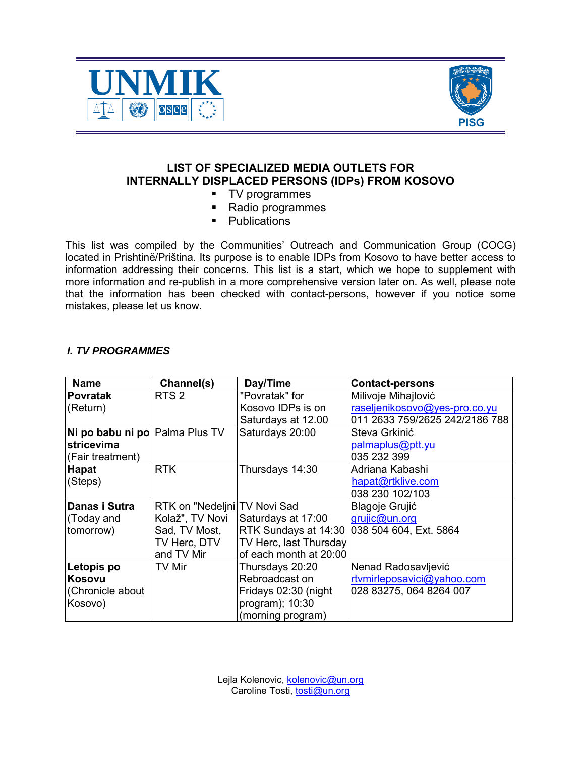UNMIK

PISG

## LIST OF SPECIALIZED MEDIA OUTLETS FOR INTERNALLY DISPLACED PERSONS (IDPs) FROM KOSOVO

- TV programmes
- Radio programmes
- Publications

This list was compiled by the Communities' Outreach and Communication Group (COCG) located in Prishtinë/Priština. Its purpose is to enable IDPs from Kosovo to have better access to information addressing their concerns. This list is a start, which we hope to supplement with more information and re-publish in a more comprehensive version later on. As well, please note that the information has been checked with contact-persons, however if you notice some mistakes, please let us know.

### *I. TV PROGRAMMES*

| Name | Channel(s) | Day/Time | Contact-persons |
|---|---|---|---|
| **Povratak** (Return) | RTS 2 | "Povratak" for Kosovo IDPs is on Saturdays at 12.00 | Milivoje Mihajlović raseljenikosovo@yes-pro.co.yu 011 2633 759/2625 242/2186 788 |
| **Ni po babu ni po stricevima** (Fair treatment) | Palma Plus TV | Saturdays 20:00 | Steva Grkinić palmaplus@ptt.yu 035 232 399 |
| **Hapat** (Steps) | RTK | Thursdays 14:30 | Adriana Kabashi hapat@rtklive.com 038 230 102/103 |
| **Danas i Sutra** (Today and tomorrow) | RTK on "Nedeljni Kolaž", TV Novi Sad, TV Most, TV Herc, DTV and TV Mir | TV Novi Sad Saturdays at 17:00 RTK Sundays at 14:30 TV Herc, last Thursday of each month at 20:00 | Blagoje Grujić grujic@un.org 038 504 604, Ext. 5864 |
| **Letopis po Kosovu** (Chronicle about Kosovo) | TV Mir | Thursdays 20:20 Rebroadcast on Fridays 02:30 (night program); 10:30 (morning program) | Nenad Radosavljević rtvmirleposavici@yahoo.com 028 83275, 064 8264 007 |

Lejla Kolenovic, kolenovic@un.org
Caroline Tosti, tosti@un.org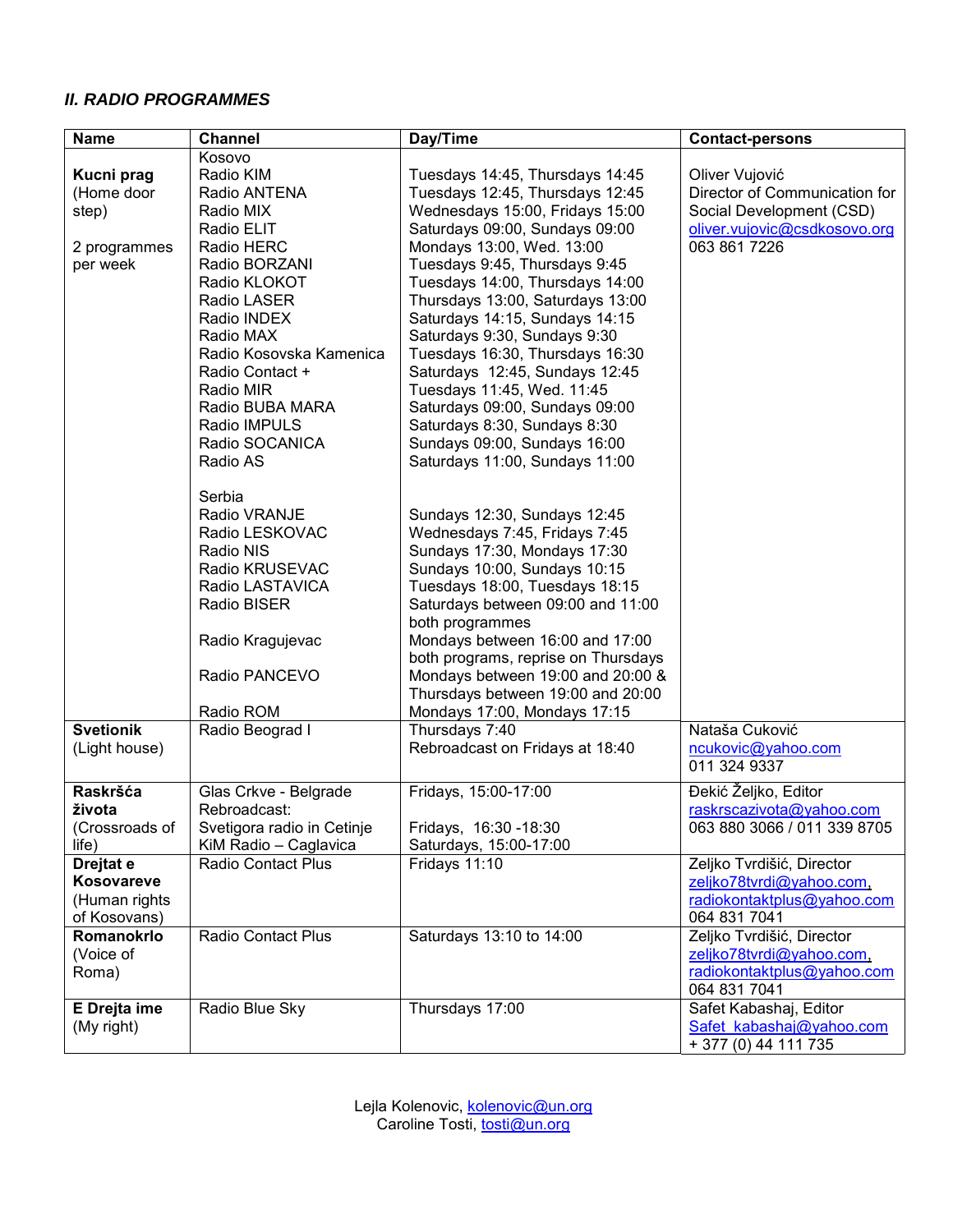### *II. RADIO PROGRAMMES*

| Name | Channel | Day/Time | Contact-persons |
|---|---|---|---|
| **Kucni prag** (Home door step)<br><br>2 programmes per week | Kosovo<br>Radio KIM<br>Radio ANTENA<br>Radio MIX<br>Radio ELIT<br>Radio HERC<br>Radio BORZANI<br>Radio KLOKOT<br>Radio LASER<br>Radio INDEX<br>Radio MAX<br>Radio Kosovska Kamenica<br>Radio Contact +<br>Radio MIR<br>Radio BUBA MARA<br>Radio IMPULS<br>Radio SOCANICA<br>Radio AS<br><br>Serbia<br>Radio VRANJE<br>Radio LESKOVAC<br>Radio NIS<br>Radio KRUSEVAC<br>Radio LASTAVICA<br>Radio BISER<br><br>Radio Kragujevac<br><br>Radio PANCEVO<br><br>Radio ROM | <br>Tuesdays 14:45, Thursdays 14:45<br>Tuesdays 12:45, Thursdays 12:45<br>Wednesdays 15:00, Fridays 15:00<br>Saturdays 09:00, Sundays 09:00<br>Mondays 13:00, Wed. 13:00<br>Tuesdays 9:45, Thursdays 9:45<br>Tuesdays 14:00, Thursdays 14:00<br>Thursdays 13:00, Saturdays 13:00<br>Saturdays 14:15, Sundays 14:15<br>Saturdays 9:30, Sundays 9:30<br>Tuesdays 16:30, Thursdays 16:30<br>Saturdays 12:45, Sundays 12:45<br>Tuesdays 11:45, Wed. 11:45<br>Saturdays 09:00, Sundays 09:00<br>Saturdays 8:30, Sundays 8:30<br>Sundays 09:00, Sundays 16:00<br>Saturdays 11:00, Sundays 11:00<br><br><br>Sundays 12:30, Sundays 12:45<br>Wednesdays 7:45, Fridays 7:45<br>Sundays 17:30, Mondays 17:30<br>Sundays 10:00, Sundays 10:15<br>Tuesdays 18:00, Tuesdays 18:15<br>Saturdays between 09:00 and 11:00 both programmes<br>Mondays between 16:00 and 17:00 both programs, reprise on Thursdays<br>Mondays between 19:00 and 20:00 & Thursdays between 19:00 and 20:00<br>Mondays 17:00, Mondays 17:15 | Oliver Vujović<br>Director of Communication for Social Development (CSD)<br>oliver.vujovic@csdkosovo.org<br>063 861 7226 |
| **Svetionik** (Light house) | Radio Beograd I | Thursdays 7:40<br>Rebroadcast on Fridays at 18:40 | Nataša Cuković<br>ncukovic@yahoo.com<br>011 324 9337 |
| **Raskršća života** (Crossroads of life) | Glas Crkve - Belgrade<br>Rebroadcast:<br>Svetigora radio in Cetinje<br>KiM Radio – Caglavica | Fridays, 15:00-17:00<br><br>Fridays, 16:30 -18:30<br>Saturdays, 15:00-17:00 | Đekić Željko, Editor<br>raskrscazivota@yahoo.com<br>063 880 3066 / 011 339 8705 |
| **Drejtat e Kosovareve** (Human rights of Kosovans) | Radio Contact Plus | Fridays 11:10 | Zeljko Tvrdišić, Director<br>zeljko78tvrdi@yahoo.com,<br>radiokontaktplus@yahoo.com<br>064 831 7041 |
| **Romanokrlo** (Voice of Roma) | Radio Contact Plus | Saturdays 13:10 to 14:00 | Zeljko Tvrdišić, Director<br>zeljko78tvrdi@yahoo.com,<br>radiokontaktplus@yahoo.com<br>064 831 7041 |
| **E Drejta ime** (My right) | Radio Blue Sky | Thursdays 17:00 | Safet Kabashaj, Editor<br>Safet_kabashaj@yahoo.com<br>+ 377 (0) 44 111 735 |

Lejla Kolenovic, kolenovic@un.org
Caroline Tosti, tosti@un.org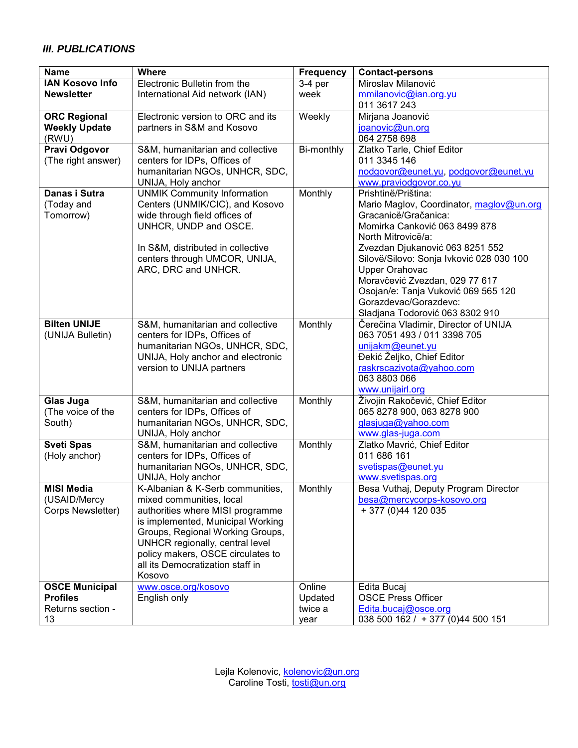### *III. PUBLICATIONS*

| Name | Where | Frequency | Contact-persons |
|---|---|---|---|
| **IAN Kosovo Info Newsletter** | Electronic Bulletin from the International Aid network (IAN) | 3-4 per week | Miroslav Milanović<br>mmilanovic@ian.org.yu<br>011 3617 243 |
| **ORC Regional Weekly Update** (RWU) | Electronic version to ORC and its partners in S&M and Kosovo | Weekly | Mirjana Joanović<br>joanovic@un.org<br>064 2758 698 |
| **Pravi Odgovor** (The right answer) | S&M, humanitarian and collective centers for IDPs, Offices of humanitarian NGOs, UNHCR, SDC, UNIJA, Holy anchor | Bi-monthly | Zlatko Tarle, Chief Editor<br>011 3345 146<br>nodgovor@eunet.yu, podgovor@eunet.yu<br>www.praviodgovor.co.yu |
| **Danas i Sutra** (Today and Tomorrow) | UNMIK Community Information Centers (UNMIK/CIC), and Kosovo wide through field offices of UNHCR, UNDP and OSCE.<br><br>In S&M, distributed in collective centers through UMCOR, UNIJA, ARC, DRC and UNHCR. | Monthly | Prishtinë/Priština:<br>Mario Maglov, Coordinator, maglov@un.org<br>Gracanicë/Gračanica:<br>Momirka Canković 063 8499 878<br>North Mitrovicë/a:<br>Zvezdan Djukanović 063 8251 552<br>Silovë/Silovo: Sonja Ivković 028 030 100<br>Upper Orahovac<br>Moravčević Zvezdan, 029 77 617<br>Osojan/e: Tanja Vuković 069 565 120<br>Gorazdevac/Gorazdevc:<br>Sladjana Todorović 063 8302 910 |
| **Bilten UNIJE** (UNIJA Bulletin) | S&M, humanitarian and collective centers for IDPs, Offices of humanitarian NGOs, UNHCR, SDC, UNIJA, Holy anchor and electronic version to UNIJA partners | Monthly | Čerečina Vladimir, Director of UNIJA<br>063 7051 493 / 011 3398 705<br>unijakm@eunet.yu<br>Đekić Željko, Chief Editor<br>raskrscazivota@yahoo.com<br>063 8803 066<br>www.unijairl.org |
| **Glas Juga** (The voice of the South) | S&M, humanitarian and collective centers for IDPs, Offices of humanitarian NGOs, UNHCR, SDC, UNIJA, Holy anchor | Monthly | Živojin Rakočević, Chief Editor<br>065 8278 900, 063 8278 900<br>glasjuga@yahoo.com<br>www.glas-juga.com |
| **Sveti Spas** (Holy anchor) | S&M, humanitarian and collective centers for IDPs, Offices of humanitarian NGOs, UNHCR, SDC, UNIJA, Holy anchor | Monthly | Zlatko Mavrić, Chief Editor<br>011 686 161<br>svetispas@eunet.yu<br>www.svetispas.org |
| **MISI Media** (USAID/Mercy Corps Newsletter) | K-Albanian & K-Serb communities, mixed communities, local authorities where MISI programme is implemented, Municipal Working Groups, Regional Working Groups, UNHCR regionally, central level policy makers, OSCE circulates to all its Democratization staff in Kosovo | Monthly | Besa Vuthaj, Deputy Program Director<br>besa@mercycorps-kosovo.org<br>+ 377 (0)44 120 035 |
| **OSCE Municipal Profiles** Returns section - 13 | www.osce.org/kosovo<br>English only | Online Updated twice a year | Edita Bucaj<br>OSCE Press Officer<br>Edita.bucaj@osce.org<br>038 500 162 / + 377 (0)44 500 151 |

Lejla Kolenovic, kolenovic@un.org
Caroline Tosti, tosti@un.org